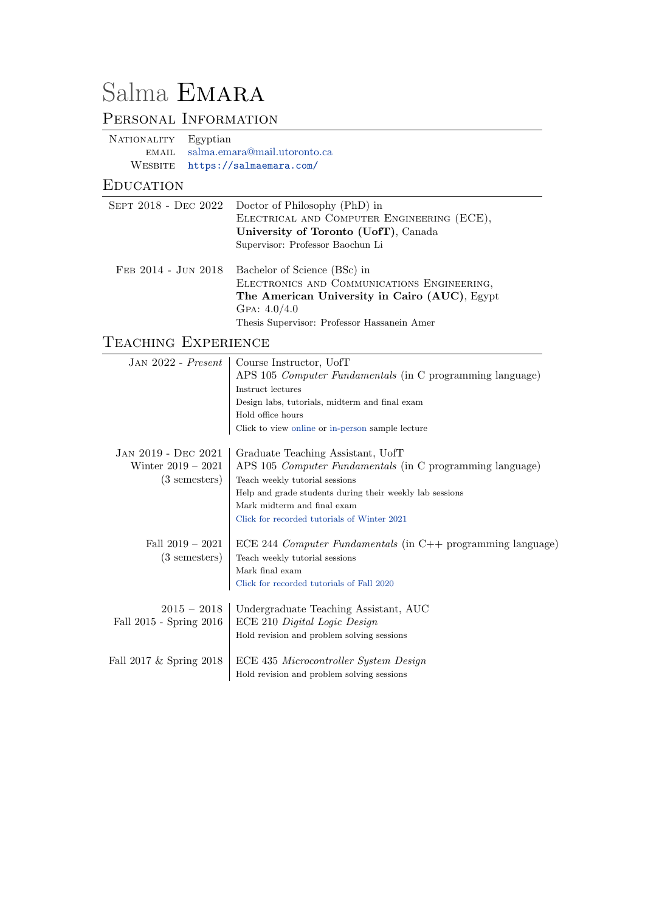# Salma Emara

## Personal Information

| | |
|---|---|
| Nationality | Egyptian |
| email | salma.emara@mail.utoronto.ca |
| Website | https://salmaemara.com/ |

## Education

**Sept 2018 - Dec 2022**
Doctor of Philosophy (PhD) in
Electrical and Computer Engineering (ECE),
**University of Toronto (UofT)**, Canada
Supervisor: Professor Baochun Li

**Feb 2014 - Jun 2018**
Bachelor of Science (BSc) in
Electronics and Communications Engineering,
**The American University in Cairo (AUC)**, Egypt
Gpa: 4.0/4.0
Thesis Supervisor: Professor Hassanein Amer

## Teaching Experience

**Jan 2022 - *Present***
Course Instructor, UofT
APS 105 *Computer Fundamentals* (in C programming language)
- Instruct lectures
- Design labs, tutorials, midterm and final exam
- Hold office hours
- Click to view online or in-person sample lecture

**Jan 2019 - Dec 2021**
Graduate Teaching Assistant, UofT

*Winter 2019 – 2021 (3 semesters)*
APS 105 *Computer Fundamentals* (in C programming language)
- Teach weekly tutorial sessions
- Help and grade students during their weekly lab sessions
- Mark midterm and final exam
- Click for recorded tutorials of Winter 2021

*Fall 2019 – 2021 (3 semesters)*
ECE 244 *Computer Fundamentals* (in C++ programming language)
- Teach weekly tutorial sessions
- Mark final exam
- Click for recorded tutorials of Fall 2020

**2015 – 2018**
Undergraduate Teaching Assistant, AUC

*Fall 2015 - Spring 2016*
ECE 210 *Digital Logic Design*
- Hold revision and problem solving sessions

*Fall 2017 & Spring 2018*
ECE 435 *Microcontroller System Design*
- Hold revision and problem solving sessions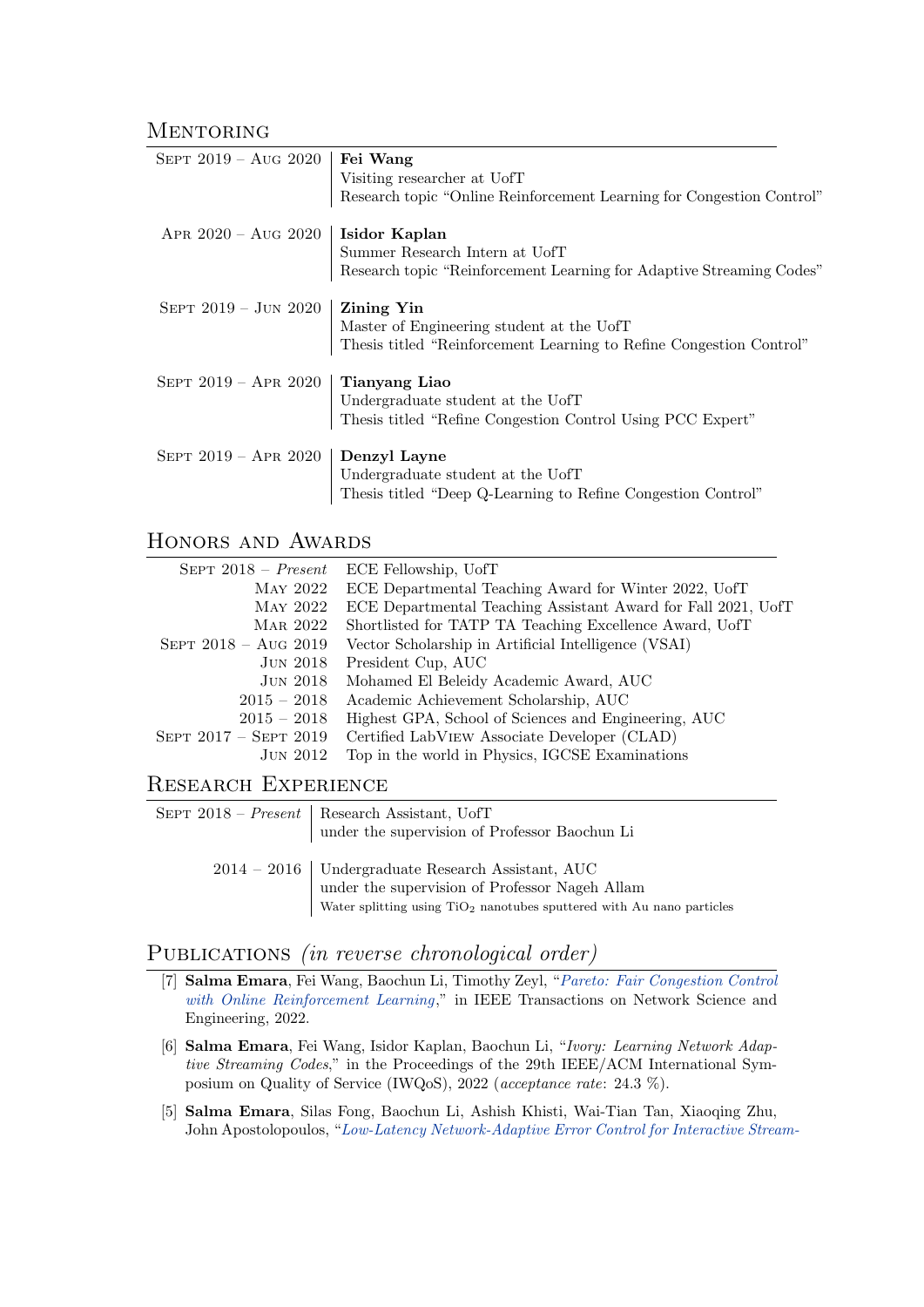## Mentoring

| | |
|---|---|
| Sept 2019 – Aug 2020 | **Fei Wang**<br>Visiting researcher at UofT<br>Research topic "Online Reinforcement Learning for Congestion Control" |
| Apr 2020 – Aug 2020 | **Isidor Kaplan**<br>Summer Research Intern at UofT<br>Research topic "Reinforcement Learning for Adaptive Streaming Codes" |
| Sept 2019 – Jun 2020 | **Zining Yin**<br>Master of Engineering student at the UofT<br>Thesis titled "Reinforcement Learning to Refine Congestion Control" |
| Sept 2019 – Apr 2020 | **Tianyang Liao**<br>Undergraduate student at the UofT<br>Thesis titled "Refine Congestion Control Using PCC Expert" |
| Sept 2019 – Apr 2020 | **Denzyl Layne**<br>Undergraduate student at the UofT<br>Thesis titled "Deep Q-Learning to Refine Congestion Control" |

## Honors and Awards

| | |
|---|---|
| Sept 2018 – *Present* | ECE Fellowship, UofT |
| May 2022 | ECE Departmental Teaching Award for Winter 2022, UofT |
| May 2022 | ECE Departmental Teaching Assistant Award for Fall 2021, UofT |
| Mar 2022 | Shortlisted for TATP TA Teaching Excellence Award, UofT |
| Sept 2018 – Aug 2019 | Vector Scholarship in Artificial Intelligence (VSAI) |
| Jun 2018 | President Cup, AUC |
| Jun 2018 | Mohamed El Beleidy Academic Award, AUC |
| 2015 – 2018 | Academic Achievement Scholarship, AUC |
| 2015 – 2018 | Highest GPA, School of Sciences and Engineering, AUC |
| Sept 2017 – Sept 2019 | Certified LabVIEW Associate Developer (CLAD) |
| Jun 2012 | Top in the world in Physics, IGCSE Examinations |

## Research Experience

| | |
|---|---|
| Sept 2018 – *Present* | Research Assistant, UofT<br>under the supervision of Professor Baochun Li |
| 2014 – 2016 | Undergraduate Research Assistant, AUC<br>under the supervision of Professor Nageh Allam<br>Water splitting using $TiO_2$ nanotubes sputtered with Au nano particles |

## Publications *(in reverse chronological order)*

[7] **Salma Emara**, Fei Wang, Baochun Li, Timothy Zeyl, "*Pareto: Fair Congestion Control with Online Reinforcement Learning*," in IEEE Transactions on Network Science and Engineering, 2022.

[6] **Salma Emara**, Fei Wang, Isidor Kaplan, Baochun Li, "*Ivory: Learning Network Adaptive Streaming Codes*," in the Proceedings of the 29th IEEE/ACM International Symposium on Quality of Service (IWQoS), 2022 (*acceptance rate*: 24.3 %).

[5] **Salma Emara**, Silas Fong, Baochun Li, Ashish Khisti, Wai-Tian Tan, Xiaoqing Zhu, John Apostolopoulos, "*Low-Latency Network-Adaptive Error Control for Interactive Stream-*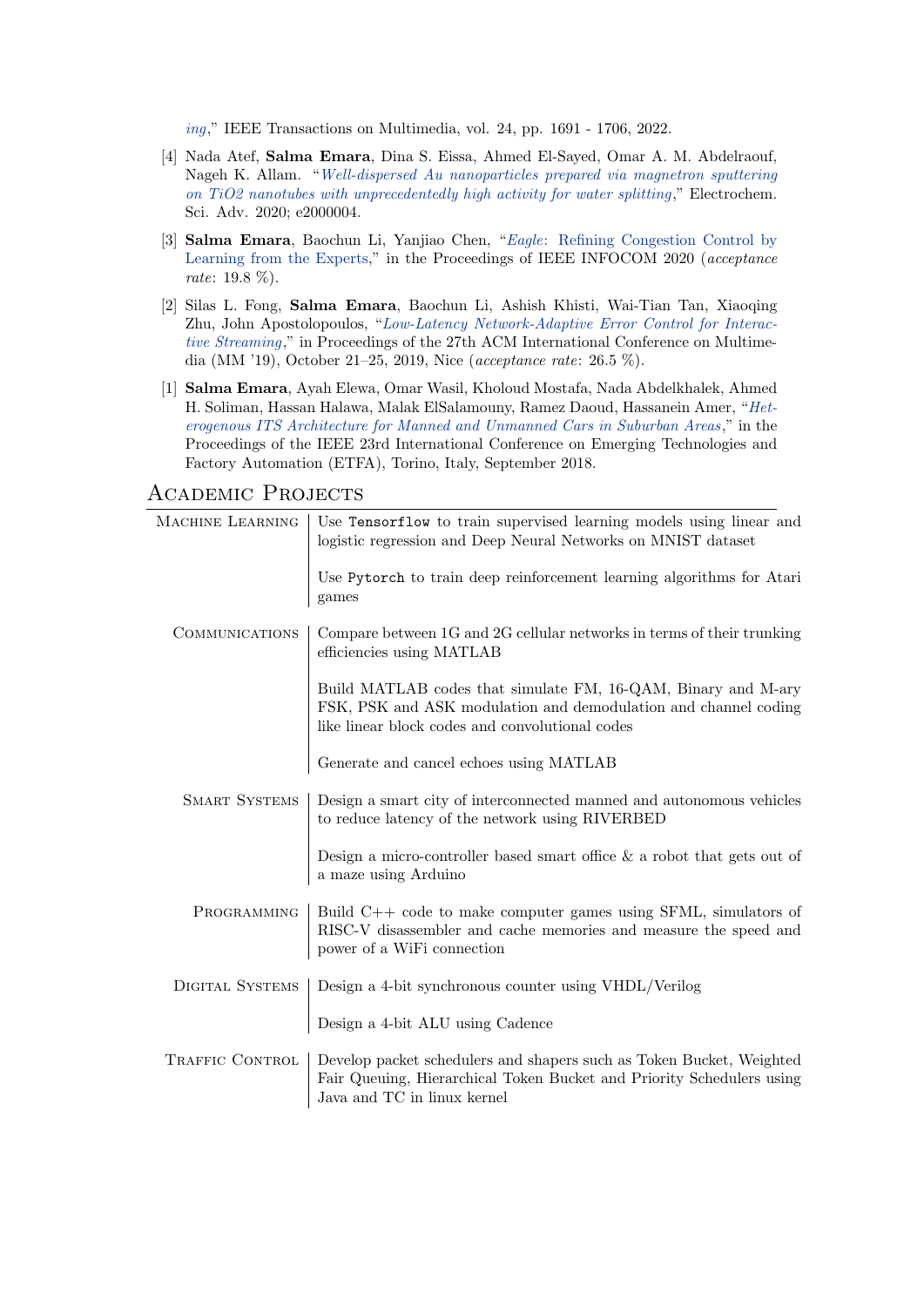*ing*," IEEE Transactions on Multimedia, vol. 24, pp. 1691 - 1706, 2022.

[4] Nada Atef, **Salma Emara**, Dina S. Eissa, Ahmed El-Sayed, Omar A. M. Abdelraouf, Nageh K. Allam. "*Well-dispersed Au nanoparticles prepared via magnetron sputtering on TiO2 nanotubes with unprecedentedly high activity for water splitting*," Electrochem. Sci. Adv. 2020; e2000004.

[3] **Salma Emara**, Baochun Li, Yanjiao Chen, "*Eagle*: Refining Congestion Control by Learning from the Experts," in the Proceedings of IEEE INFOCOM 2020 (*acceptance rate*: 19.8 %).

[2] Silas L. Fong, **Salma Emara**, Baochun Li, Ashish Khisti, Wai-Tian Tan, Xiaoqing Zhu, John Apostolopoulos, "*Low-Latency Network-Adaptive Error Control for Interactive Streaming*," in Proceedings of the 27th ACM International Conference on Multimedia (MM '19), October 21–25, 2019, Nice (*acceptance rate*: 26.5 %).

[1] **Salma Emara**, Ayah Elewa, Omar Wasil, Kholoud Mostafa, Nada Abdelkhalek, Ahmed H. Soliman, Hassan Halawa, Malak ElSalamouny, Ramez Daoud, Hassanein Amer, "*Heterogenous ITS Architecture for Manned and Unmanned Cars in Suburban Areas*," in the Proceedings of the IEEE 23rd International Conference on Emerging Technologies and Factory Automation (ETFA), Torino, Italy, September 2018.

## Academic Projects

**Machine Learning**

- Use `Tensorflow` to train supervised learning models using linear and logistic regression and Deep Neural Networks on MNIST dataset
- Use `Pytorch` to train deep reinforcement learning algorithms for Atari games

**Communications**

- Compare between 1G and 2G cellular networks in terms of their trunking efficiencies using MATLAB
- Build MATLAB codes that simulate FM, 16-QAM, Binary and M-ary FSK, PSK and ASK modulation and demodulation and channel coding like linear block codes and convolutional codes
- Generate and cancel echoes using MATLAB

**Smart Systems**

- Design a smart city of interconnected manned and autonomous vehicles to reduce latency of the network using RIVERBED
- Design a micro-controller based smart office & a robot that gets out of a maze using Arduino

**Programming**

- Build C++ code to make computer games using SFML, simulators of RISC-V disassembler and cache memories and measure the speed and power of a WiFi connection

**Digital Systems**

- Design a 4-bit synchronous counter using VHDL/Verilog
- Design a 4-bit ALU using Cadence

**Traffic Control**

- Develop packet schedulers and shapers such as Token Bucket, Weighted Fair Queuing, Hierarchical Token Bucket and Priority Schedulers using Java and TC in linux kernel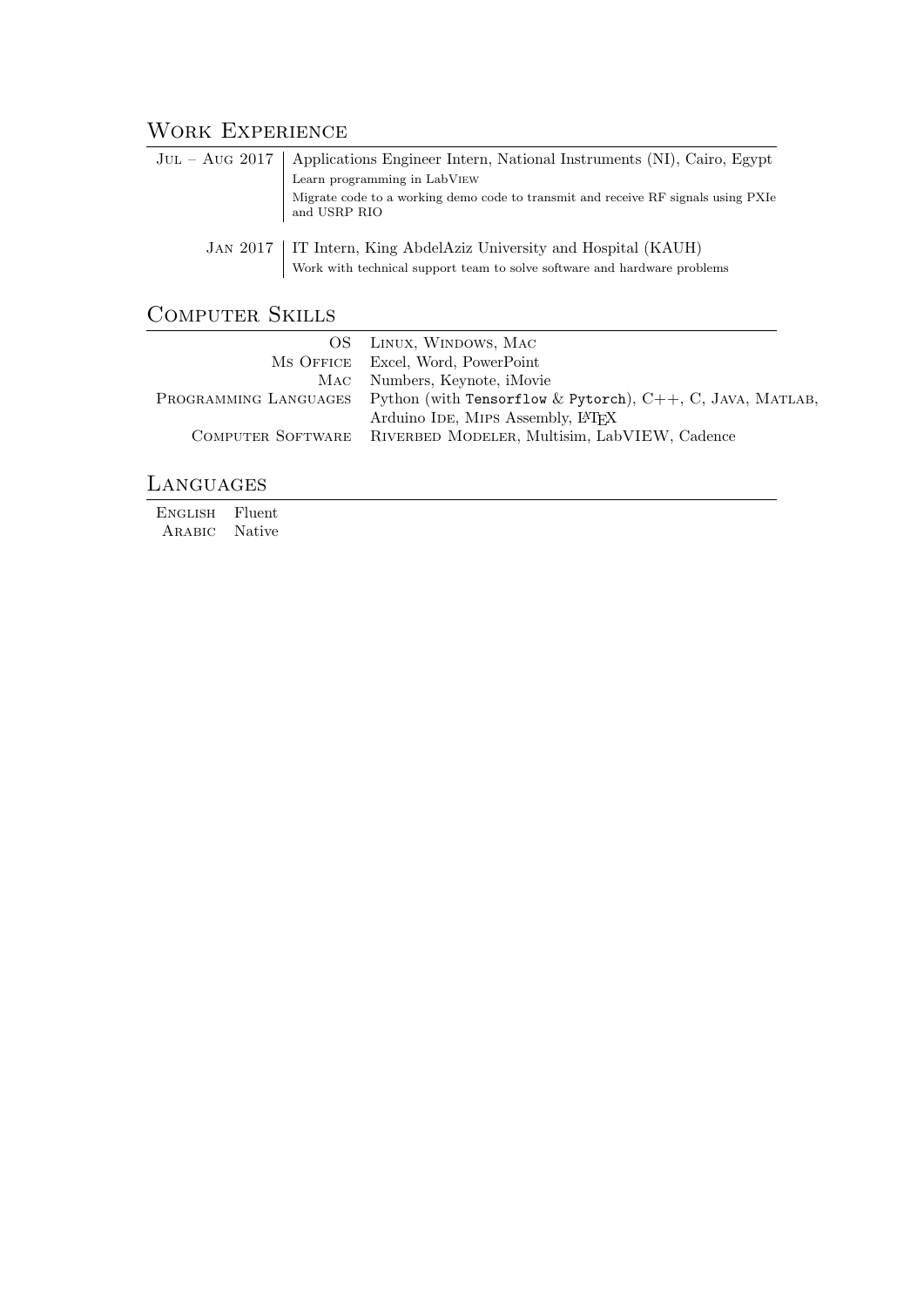## Work Experience

**Jul – Aug 2017** | Applications Engineer Intern, National Instruments (NI), Cairo, Egypt

- Learn programming in LabView
- Migrate code to a working demo code to transmit and receive RF signals using PXIe and USRP RIO

**Jan 2017** | IT Intern, King AbdelAziz University and Hospital (KAUH)

- Work with technical support team to solve software and hardware problems

## Computer Skills

| | |
|---|---|
| OS | Linux, Windows, Mac |
| Ms Office | Excel, Word, PowerPoint |
| Mac | Numbers, Keynote, iMovie |
| Programming Languages | Python (with `Tensorflow` & `Pytorch`), C++, C, Java, Matlab, Arduino Ide, Mips Assembly, LaTeX |
| Computer Software | Riverbed Modeler, Multisim, LabVIEW, Cadence |

## Languages

| | |
|---|---|
| English | Fluent |
| Arabic | Native |